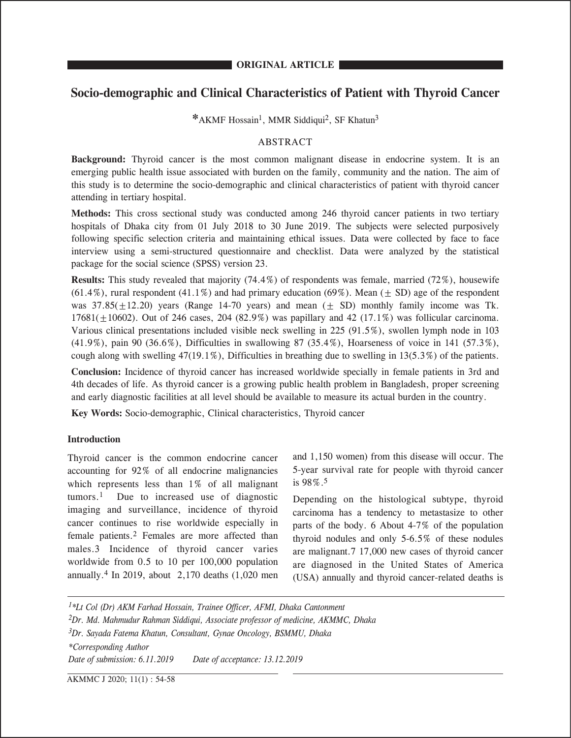ORIGINAL ARTICLE

# Socio-demographic and Clinical Characteristics of Patient with Thyroid Cancer

*AKMF Hossain[1], MMR Siddiqui[2], SF Khatun[3]

## ABSTRACT

**Background:** Thyroid cancer is the most common malignant disease in endocrine system. It is an emerging public health issue associated with burden on the family, community and the nation. The aim of this study is to determine the socio-demographic and clinical characteristics of patient with thyroid cancer attending in tertiary hospital.

**Methods:** This cross sectional study was conducted among 246 thyroid cancer patients in two tertiary hospitals of Dhaka city from 01 July 2018 to 30 June 2019. The subjects were selected purposively following specific selection criteria and maintaining ethical issues. Data were collected by face to face interview using a semi-structured questionnaire and checklist. Data were analyzed by the statistical package for the social science (SPSS) version 23.

**Results:** This study revealed that majority (74.4%) of respondents was female, married (72%), housewife (61.4%), rural respondent (41.1%) and had primary education (69%). Mean (± SD) age of the respondent was 37.85(±12.20) years (Range 14-70 years) and mean (± SD) monthly family income was Tk. 17681(±10602). Out of 246 cases, 204 (82.9%) was papillary and 42 (17.1%) was follicular carcinoma. Various clinical presentations included visible neck swelling in 225 (91.5%), swollen lymph node in 103 (41.9%), pain 90 (36.6%), Difficulties in swallowing 87 (35.4%), Hoarseness of voice in 141 (57.3%), cough along with swelling 47(19.1%), Difficulties in breathing due to swelling in 13(5.3%) of the patients.

**Conclusion:** Incidence of thyroid cancer has increased worldwide specially in female patients in 3rd and 4th decades of life. As thyroid cancer is a growing public health problem in Bangladesh, proper screening and early diagnostic facilities at all level should be available to measure its actual burden in the country.

**Key Words:** Socio-demographic, Clinical characteristics, Thyroid cancer

### Introduction

Thyroid cancer is the common endocrine cancer accounting for 92% of all endocrine malignancies which represents less than 1% of all malignant tumors.[1] Due to increased use of diagnostic imaging and surveillance, incidence of thyroid cancer continues to rise worldwide especially in female patients.[2] Females are more affected than males.3 Incidence of thyroid cancer varies worldwide from 0.5 to 10 per 100,000 population annually.[4] In 2019, about 2,170 deaths (1,020 men and 1,150 women) from this disease will occur. The 5-year survival rate for people with thyroid cancer is 98%.[5]

Depending on the histological subtype, thyroid carcinoma has a tendency to metastasize to other parts of the body. 6 About 4-7% of the population thyroid nodules and only 5-6.5% of these nodules are malignant.7 17,000 new cases of thyroid cancer are diagnosed in the United States of America (USA) annually and thyroid cancer-related deaths is

*[1]*Lt Col (Dr) AKM Farhad Hossain, Trainee Officer, AFMI, Dhaka Cantonment*

*[2]Dr. Md. Mahmudur Rahman Siddiqui, Associate professor of medicine, AKMMC, Dhaka*

*[3]Dr. Sayada Fatema Khatun, Consultant, Gynae Oncology, BSMMU, Dhaka*

**Corresponding Author*

*Date of submission: 6.11.2019 Date of acceptance: 13.12.2019*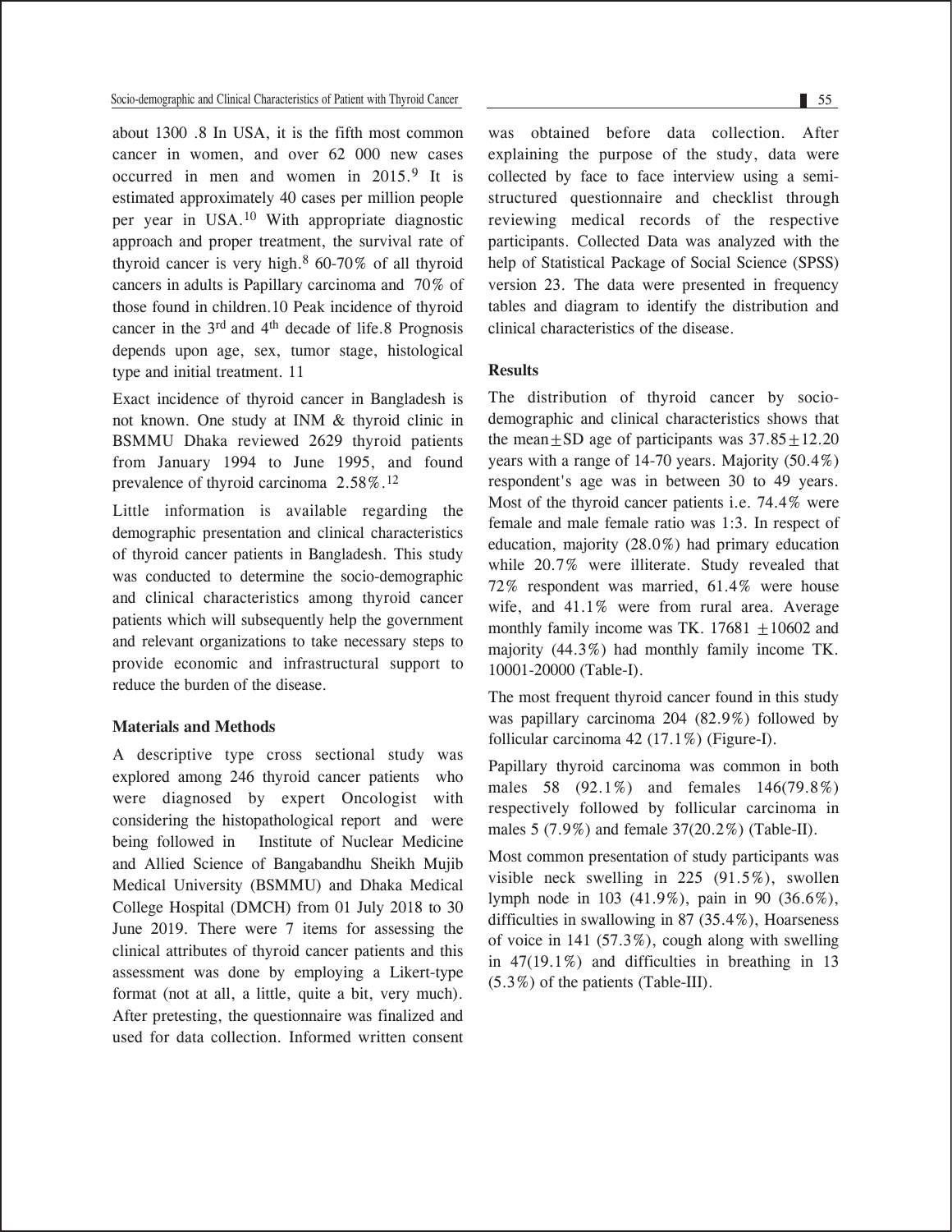about 1300 .8 In USA, it is the fifth most common cancer in women, and over 62 000 new cases occurred in men and women in 2015.[9] It is estimated approximately 40 cases per million people per year in USA.[10] With appropriate diagnostic approach and proper treatment, the survival rate of thyroid cancer is very high.[8] 60-70% of all thyroid cancers in adults is Papillary carcinoma and 70% of those found in children.10 Peak incidence of thyroid cancer in the 3rd and 4th decade of life.8 Prognosis depends upon age, sex, tumor stage, histological type and initial treatment. 11

Exact incidence of thyroid cancer in Bangladesh is not known. One study at INM & thyroid clinic in BSMMU Dhaka reviewed 2629 thyroid patients from January 1994 to June 1995, and found prevalence of thyroid carcinoma 2.58%.[12]

Little information is available regarding the demographic presentation and clinical characteristics of thyroid cancer patients in Bangladesh. This study was conducted to determine the socio-demographic and clinical characteristics among thyroid cancer patients which will subsequently help the government and relevant organizations to take necessary steps to provide economic and infrastructural support to reduce the burden of the disease.

## Materials and Methods

A descriptive type cross sectional study was explored among 246 thyroid cancer patients who were diagnosed by expert Oncologist with considering the histopathological report and were being followed in Institute of Nuclear Medicine and Allied Science of Bangabandhu Sheikh Mujib Medical University (BSMMU) and Dhaka Medical College Hospital (DMCH) from 01 July 2018 to 30 June 2019. There were 7 items for assessing the clinical attributes of thyroid cancer patients and this assessment was done by employing a Likert-type format (not at all, a little, quite a bit, very much). After pretesting, the questionnaire was finalized and used for data collection. Informed written consent was obtained before data collection. After explaining the purpose of the study, data were collected by face to face interview using a semi-structured questionnaire and checklist through reviewing medical records of the respective participants. Collected Data was analyzed with the help of Statistical Package of Social Science (SPSS) version 23. The data were presented in frequency tables and diagram to identify the distribution and clinical characteristics of the disease.

## Results

The distribution of thyroid cancer by socio-demographic and clinical characteristics shows that the mean$\pm$SD age of participants was $37.85\pm12.20$ years with a range of 14-70 years. Majority (50.4%) respondent's age was in between 30 to 49 years. Most of the thyroid cancer patients i.e. 74.4% were female and male female ratio was 1:3. In respect of education, majority (28.0%) had primary education while 20.7% were illiterate. Study revealed that 72% respondent was married, 61.4% were house wife, and 41.1% were from rural area. Average monthly family income was TK. 17681 $\pm$10602 and majority (44.3%) had monthly family income TK. 10001-20000 (Table-I).

The most frequent thyroid cancer found in this study was papillary carcinoma 204 (82.9%) followed by follicular carcinoma 42 (17.1%) (Figure-I).

Papillary thyroid carcinoma was common in both males 58 (92.1%) and females 146(79.8%) respectively followed by follicular carcinoma in males 5 (7.9%) and female 37(20.2%) (Table-II).

Most common presentation of study participants was visible neck swelling in 225 (91.5%), swollen lymph node in 103 (41.9%), pain in 90 (36.6%), difficulties in swallowing in 87 (35.4%), Hoarseness of voice in 141 (57.3%), cough along with swelling in 47(19.1%) and difficulties in breathing in 13 (5.3%) of the patients (Table-III).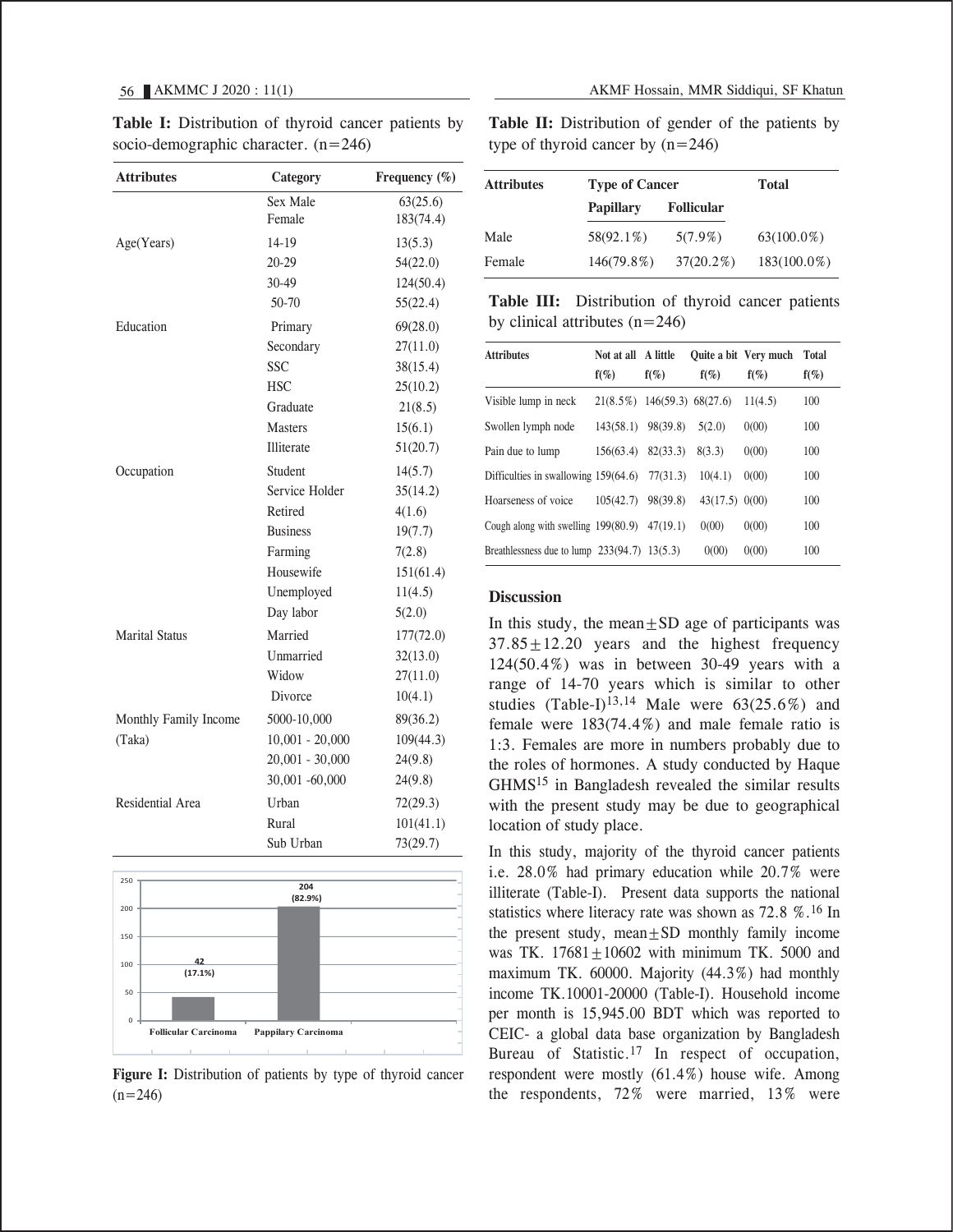**Table I:** Distribution of thyroid cancer patients by socio-demographic character. (n=246)

| Attributes | Category | Frequency (%) |
|---|---|---|
| | Sex Male | 63(25.6) |
| | Female | 183(74.4) |
| Age(Years) | 14-19 | 13(5.3) |
| | 20-29 | 54(22.0) |
| | 30-49 | 124(50.4) |
| | 50-70 | 55(22.4) |
| Education | Primary | 69(28.0) |
| | Secondary | 27(11.0) |
| | SSC | 38(15.4) |
| | HSC | 25(10.2) |
| | Graduate | 21(8.5) |
| | Masters | 15(6.1) |
| | Illiterate | 51(20.7) |
| Occupation | Student | 14(5.7) |
| | Service Holder | 35(14.2) |
| | Retired | 4(1.6) |
| | Business | 19(7.7) |
| | Farming | 7(2.8) |
| | Housewife | 151(61.4) |
| | Unemployed | 11(4.5) |
| | Day labor | 5(2.0) |
| Marital Status | Married | 177(72.0) |
| | Unmarried | 32(13.0) |
| | Widow | 27(11.0) |
| | Divorce | 10(4.1) |
| Monthly Family Income (Taka) | 5000-10,000 | 89(36.2) |
| | 10,001 - 20,000 | 109(44.3) |
| | 20,001 - 30,000 | 24(9.8) |
| | 30,001 -60,000 | 24(9.8) |
| Residential Area | Urban | 72(29.3) |
| | Rural | 101(41.1) |
| | Sub Urban | 73(29.7) |

| Type of thyroid cancer | Number of patients |
|---|---|
| Follicular Carcinoma | 42 (17.1%) |
| Pappilary Carcinoma | 204 (82.9%) |

Figure I: Distribution of patients by type of thyroid cancer (n=246)

**Table II:** Distribution of gender of the patients by type of thyroid cancer by (n=246)

| Attributes | Type of Cancer | | Total |
|---|---|---|---|
| | Papillary | Follicular | |
| Male | 58(92.1%) | 5(7.9%) | 63(100.0%) |
| Female | 146(79.8%) | 37(20.2%) | 183(100.0%) |

**Table III:** Distribution of thyroid cancer patients by clinical attributes (n=246)

| Attributes | Not at all f(%) | A little f(%) | Quite a bit f(%) | Very much f(%) | Total f(%) |
|---|---|---|---|---|---|
| Visible lump in neck | 21(8.5%) | 146(59.3) | 68(27.6) | 11(4.5) | 100 |
| Swollen lymph node | 143(58.1) | 98(39.8) | 5(2.0) | 0(00) | 100 |
| Pain due to lump | 156(63.4) | 82(33.3) | 8(3.3) | 0(00) | 100 |
| Difficulties in swallowing | 159(64.6) | 77(31.3) | 10(4.1) | 0(00) | 100 |
| Hoarseness of voice | 105(42.7) | 98(39.8) | 43(17.5) | 0(00) | 100 |
| Cough along with swelling | 199(80.9) | 47(19.1) | 0(00) | 0(00) | 100 |
| Breathlessness due to lump | 233(94.7) | 13(5.3) | 0(00) | 0(00) | 100 |

## Discussion

In this study, the mean$\pm$SD age of participants was 37.85$\pm$12.20 years and the highest frequency 124(50.4%) was in between 30-49 years with a range of 14-70 years which is similar to other studies (Table-I)[13,14] Male were 63(25.6%) and female were 183(74.4%) and male female ratio is 1:3. Females are more in numbers probably due to the roles of hormones. A study conducted by Haque GHMS[15] in Bangladesh revealed the similar results with the present study may be due to geographical location of study place.

In this study, majority of the thyroid cancer patients i.e. 28.0% had primary education while 20.7% were illiterate (Table-I). Present data supports the national statistics where literacy rate was shown as 72.8 %.[16] In the present study, mean$\pm$SD monthly family income was TK. 17681$\pm$10602 with minimum TK. 5000 and maximum TK. 60000. Majority (44.3%) had monthly income TK.10001-20000 (Table-I). Household income per month is 15,945.00 BDT which was reported to CEIC- a global data base organization by Bangladesh Bureau of Statistic.[17] In respect of occupation, respondent were mostly (61.4%) house wife. Among the respondents, 72% were married, 13% were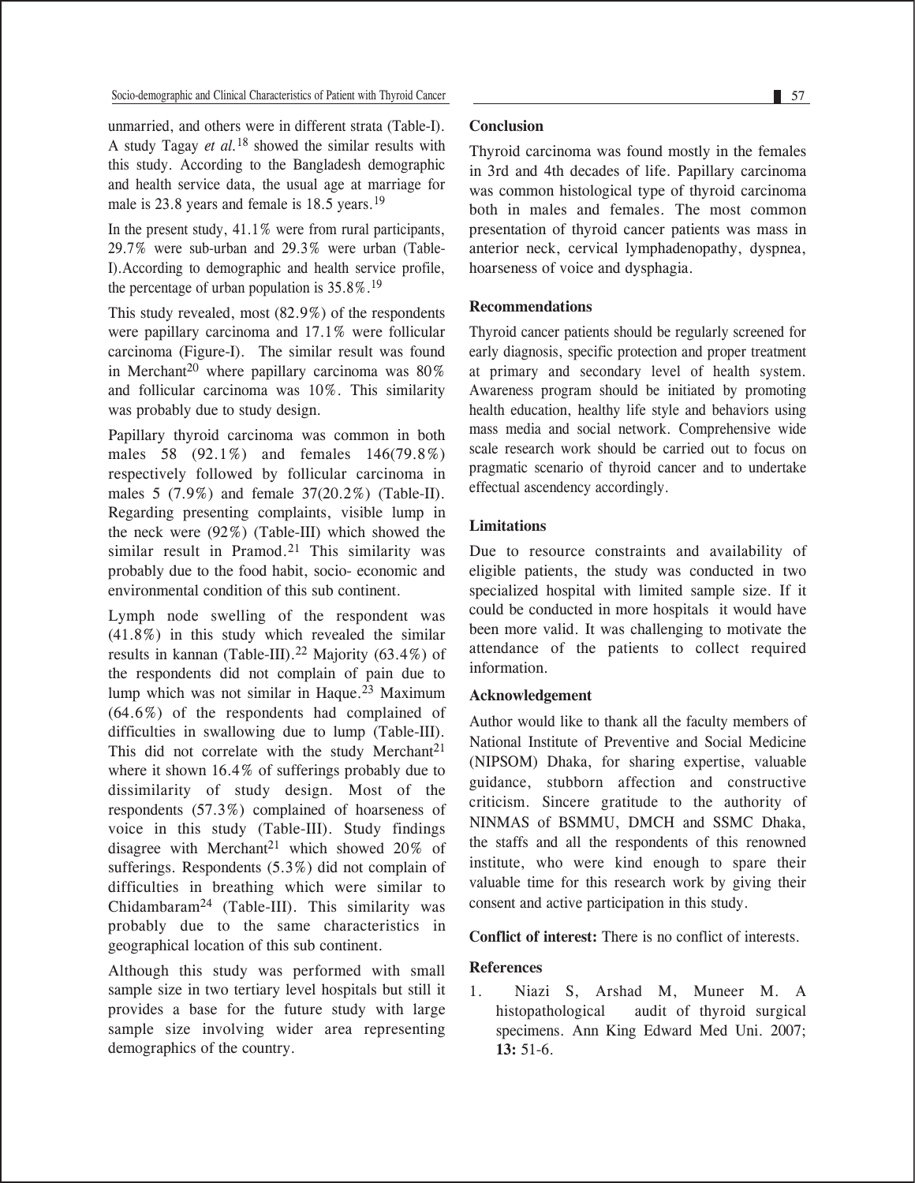unmarried, and others were in different strata (Table-I). A study Tagay *et al.*[18] showed the similar results with this study. According to the Bangladesh demographic and health service data, the usual age at marriage for male is 23.8 years and female is 18.5 years.[19]

In the present study, 41.1% were from rural participants, 29.7% were sub-urban and 29.3% were urban (Table-I).According to demographic and health service profile, the percentage of urban population is 35.8%.[19]

This study revealed, most (82.9%) of the respondents were papillary carcinoma and 17.1% were follicular carcinoma (Figure-I). The similar result was found in Merchant[20] where papillary carcinoma was 80% and follicular carcinoma was 10%. This similarity was probably due to study design.

Papillary thyroid carcinoma was common in both males 58 (92.1%) and females 146(79.8%) respectively followed by follicular carcinoma in males 5 (7.9%) and female 37(20.2%) (Table-II). Regarding presenting complaints, visible lump in the neck were (92%) (Table-III) which showed the similar result in Pramod.[21] This similarity was probably due to the food habit, socio- economic and environmental condition of this sub continent.

Lymph node swelling of the respondent was (41.8%) in this study which revealed the similar results in kannan (Table-III).[22] Majority (63.4%) of the respondents did not complain of pain due to lump which was not similar in Haque.[23] Maximum (64.6%) of the respondents had complained of difficulties in swallowing due to lump (Table-III). This did not correlate with the study Merchant[21] where it shown 16.4% of sufferings probably due to dissimilarity of study design. Most of the respondents (57.3%) complained of hoarseness of voice in this study (Table-III). Study findings disagree with Merchant[21] which showed 20% of sufferings. Respondents (5.3%) did not complain of difficulties in breathing which were similar to Chidambaram[24] (Table-III). This similarity was probably due to the same characteristics in geographical location of this sub continent.

Although this study was performed with small sample size in two tertiary level hospitals but still it provides a base for the future study with large sample size involving wider area representing demographics of the country.

## Conclusion

Thyroid carcinoma was found mostly in the females in 3rd and 4th decades of life. Papillary carcinoma was common histological type of thyroid carcinoma both in males and females. The most common presentation of thyroid cancer patients was mass in anterior neck, cervical lymphadenopathy, dyspnea, hoarseness of voice and dysphagia.

## Recommendations

Thyroid cancer patients should be regularly screened for early diagnosis, specific protection and proper treatment at primary and secondary level of health system. Awareness program should be initiated by promoting health education, healthy life style and behaviors using mass media and social network. Comprehensive wide scale research work should be carried out to focus on pragmatic scenario of thyroid cancer and to undertake effectual ascendency accordingly.

## Limitations

Due to resource constraints and availability of eligible patients, the study was conducted in two specialized hospital with limited sample size. If it could be conducted in more hospitals it would have been more valid. It was challenging to motivate the attendance of the patients to collect required information.

## Acknowledgement

Author would like to thank all the faculty members of National Institute of Preventive and Social Medicine (NIPSOM) Dhaka, for sharing expertise, valuable guidance, stubborn affection and constructive criticism. Sincere gratitude to the authority of NINMAS of BSMMU, DMCH and SSMC Dhaka, the staffs and all the respondents of this renowned institute, who were kind enough to spare their valuable time for this research work by giving their consent and active participation in this study.

**Conflict of interest:** There is no conflict of interests.

## References

1. Niazi S, Arshad M, Muneer M. A histopathological audit of thyroid surgical specimens. Ann King Edward Med Uni. 2007; **13:** 51-6.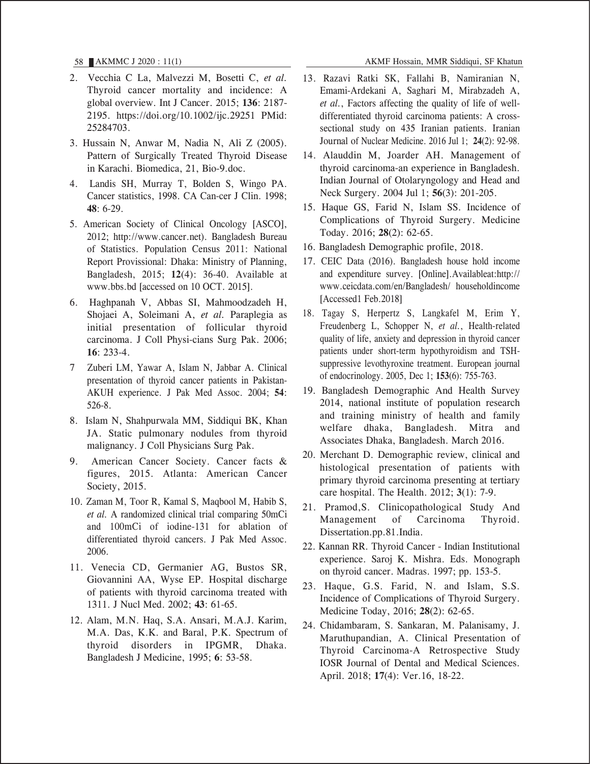2. Vecchia C La, Malvezzi M, Bosetti C, *et al.* Thyroid cancer mortality and incidence: A global overview. Int J Cancer. 2015; **136**: 2187-2195. https://doi.org/10.1002/ijc.29251 PMid: 25284703.

3. Hussain N, Anwar M, Nadia N, Ali Z (2005). Pattern of Surgically Treated Thyroid Disease in Karachi. Biomedica, 21, Bio-9.doc.

4. Landis SH, Murray T, Bolden S, Wingo PA. Cancer statistics, 1998. CA Can-cer J Clin. 1998; **48**: 6-29.

5. American Society of Clinical Oncology [ASCO], 2012; http://www.cancer.net). Bangladesh Bureau of Statistics. Population Census 2011: National Report Provissional: Dhaka: Ministry of Planning, Bangladesh, 2015; **12**(4): 36-40. Available at www.bbs.bd [accessed on 10 OCT. 2015].

6. Haghpanah V, Abbas SI, Mahmoodzadeh H, Shojaei A, Soleimani A, *et al.* Paraplegia as initial presentation of follicular thyroid carcinoma. J Coll Physi-cians Surg Pak. 2006; **16**: 233-4.

7 Zuberi LM, Yawar A, Islam N, Jabbar A. Clinical presentation of thyroid cancer patients in Pakistan-AKUH experience. J Pak Med Assoc. 2004; **54**: 526-8.

8. Islam N, Shahpurwala MM, Siddiqui BK, Khan JA. Static pulmonary nodules from thyroid malignancy. J Coll Physicians Surg Pak.

9. American Cancer Society. Cancer facts & figures, 2015. Atlanta: American Cancer Society, 2015.

10. Zaman M, Toor R, Kamal S, Maqbool M, Habib S, *et al.* A randomized clinical trial comparing 50mCi and 100mCi of iodine-131 for ablation of differentiated thyroid cancers. J Pak Med Assoc. 2006.

11. Venecia CD, Germanier AG, Bustos SR, Giovannini AA, Wyse EP. Hospital discharge of patients with thyroid carcinoma treated with 1311. J Nucl Med. 2002; **43**: 61-65.

12. Alam, M.N. Haq, S.A. Ansari, M.A.J. Karim, M.A. Das, K.K. and Baral, P.K. Spectrum of thyroid disorders in IPGMR, Dhaka. Bangladesh J Medicine, 1995; **6**: 53-58.

13. Razavi Ratki SK, Fallahi B, Namiranian N, Emami-Ardekani A, Saghari M, Mirabzadeh A, *et al.*, Factors affecting the quality of life of well-differentiated thyroid carcinoma patients: A cross-sectional study on 435 Iranian patients. Iranian Journal of Nuclear Medicine. 2016 Jul 1; **24**(2): 92-98.

14. Alauddin M, Joarder AH. Management of thyroid carcinoma-an experience in Bangladesh. Indian Journal of Otolaryngology and Head and Neck Surgery. 2004 Jul 1; **56**(3): 201-205.

15. Haque GS, Farid N, Islam SS. Incidence of Complications of Thyroid Surgery. Medicine Today. 2016; **28**(2): 62-65.

16. Bangladesh Demographic profile, 2018.

17. CEIC Data (2016). Bangladesh house hold income and expenditure survey. [Online].Availableat:http://www.ceicdata.com/en/Bangladesh/ householdincome [Accessed1 Feb.2018]

18. Tagay S, Herpertz S, Langkafel M, Erim Y, Freudenberg L, Schopper N, *et al.*, Health-related quality of life, anxiety and depression in thyroid cancer patients under short-term hypothyroidism and TSH-suppressive levothyroxine treatment. European journal of endocrinology. 2005, Dec 1; **153**(6): 755-763.

19. Bangladesh Demographic And Health Survey 2014, national institute of population research and training ministry of health and family welfare dhaka, Bangladesh. Mitra and Associates Dhaka, Bangladesh. March 2016.

20. Merchant D. Demographic review, clinical and histological presentation of patients with primary thyroid carcinoma presenting at tertiary care hospital. The Health. 2012; **3**(1): 7-9.

21. Pramod,S. Clinicopathological Study And Management of Carcinoma Thyroid. Dissertation.pp.81.India.

22. Kannan RR. Thyroid Cancer - Indian Institutional experience. Saroj K. Mishra. Eds. Monograph on thyroid cancer. Madras. 1997; pp. 153-5.

23. Haque, G.S. Farid, N. and Islam, S.S. Incidence of Complications of Thyroid Surgery. Medicine Today, 2016; **28**(2): 62-65.

24. Chidambaram, S. Sankaran, M. Palanisamy, J. Maruthupandian, A. Clinical Presentation of Thyroid Carcinoma-A Retrospective Study IOSR Journal of Dental and Medical Sciences. April. 2018; **17**(4): Ver.16, 18-22.